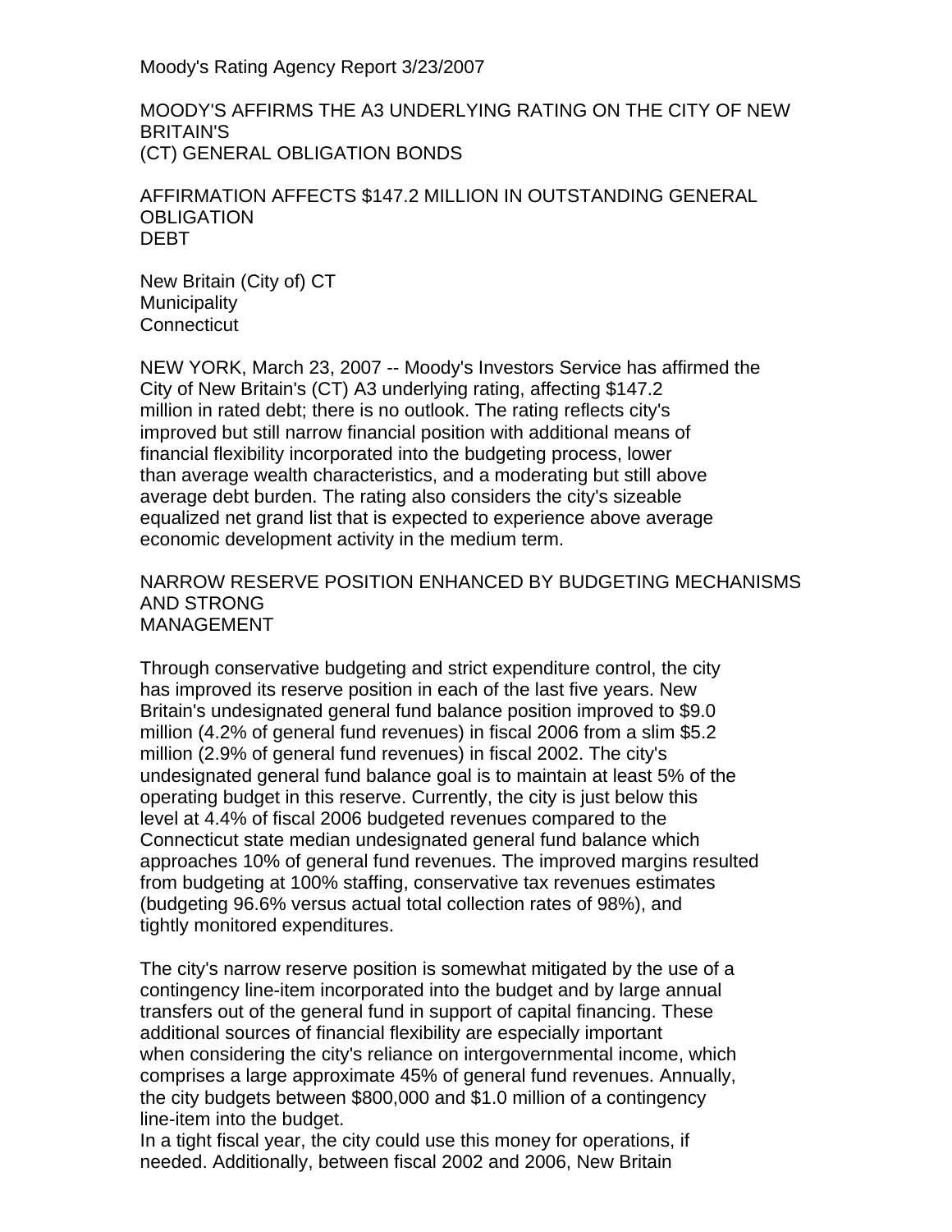Moody's Rating Agency Report 3/23/2007

# MOODY'S AFFIRMS THE A3 UNDERLYING RATING ON THE CITY OF NEW BRITAIN'S (CT) GENERAL OBLIGATION BONDS

## AFFIRMATION AFFECTS $147.2 MILLION IN OUTSTANDING GENERAL OBLIGATION DEBT

New Britain (City of) CT
Municipality
Connecticut

NEW YORK, March 23, 2007 -- Moody's Investors Service has affirmed the City of New Britain's (CT) A3 underlying rating, affecting $147.2 million in rated debt; there is no outlook. The rating reflects city's improved but still narrow financial position with additional means of financial flexibility incorporated into the budgeting process, lower than average wealth characteristics, and a moderating but still above average debt burden. The rating also considers the city's sizeable equalized net grand list that is expected to experience above average economic development activity in the medium term.

## NARROW RESERVE POSITION ENHANCED BY BUDGETING MECHANISMS AND STRONG MANAGEMENT

Through conservative budgeting and strict expenditure control, the city has improved its reserve position in each of the last five years. New Britain's undesignated general fund balance position improved to $9.0 million (4.2% of general fund revenues) in fiscal 2006 from a slim $5.2 million (2.9% of general fund revenues) in fiscal 2002. The city's undesignated general fund balance goal is to maintain at least 5% of the operating budget in this reserve. Currently, the city is just below this level at 4.4% of fiscal 2006 budgeted revenues compared to the Connecticut state median undesignated general fund balance which approaches 10% of general fund revenues. The improved margins resulted from budgeting at 100% staffing, conservative tax revenues estimates (budgeting 96.6% versus actual total collection rates of 98%), and tightly monitored expenditures.

The city's narrow reserve position is somewhat mitigated by the use of a contingency line-item incorporated into the budget and by large annual transfers out of the general fund in support of capital financing. These additional sources of financial flexibility are especially important when considering the city's reliance on intergovernmental income, which comprises a large approximate 45% of general fund revenues. Annually, the city budgets between $800,000 and $1.0 million of a contingency line-item into the budget.
In a tight fiscal year, the city could use this money for operations, if needed. Additionally, between fiscal 2002 and 2006, New Britain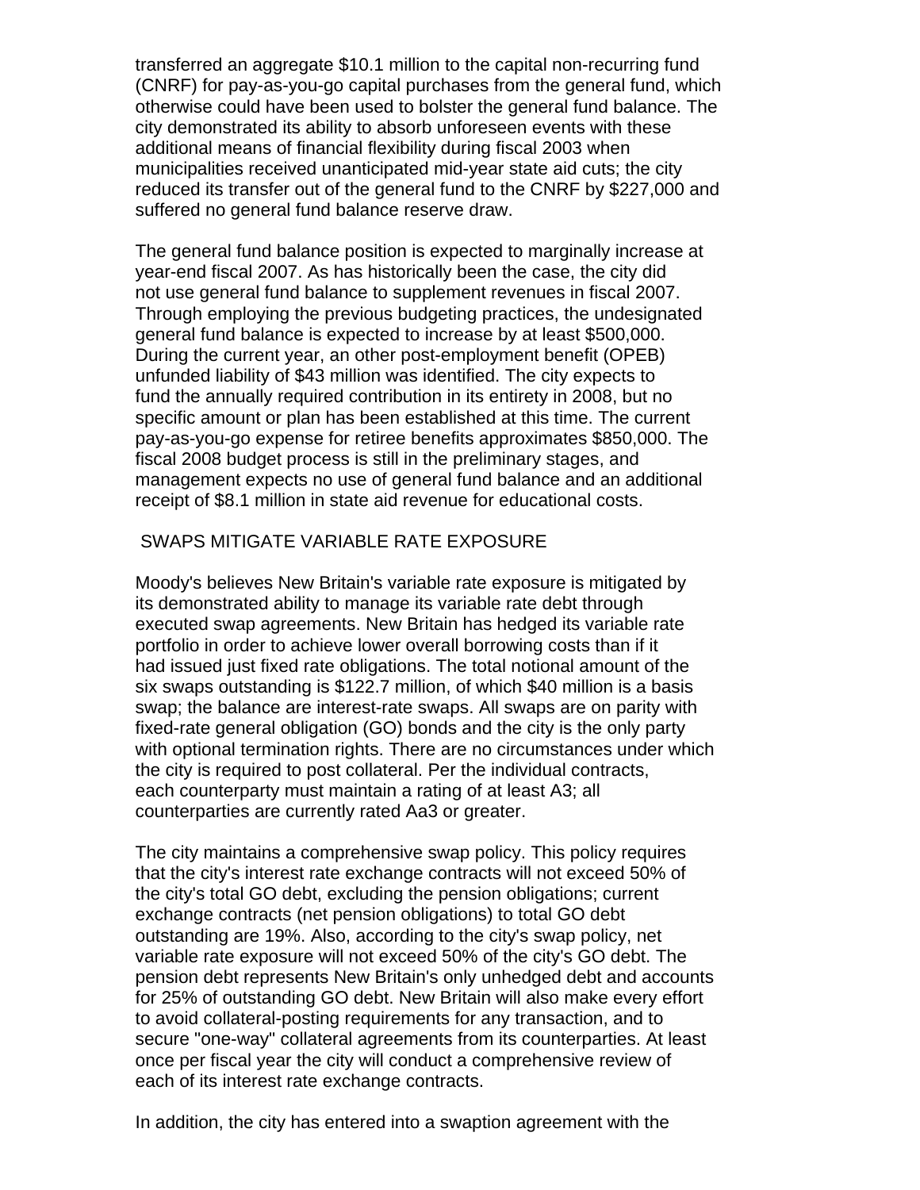transferred an aggregate $10.1 million to the capital non-recurring fund (CNRF) for pay-as-you-go capital purchases from the general fund, which otherwise could have been used to bolster the general fund balance. The city demonstrated its ability to absorb unforeseen events with these additional means of financial flexibility during fiscal 2003 when municipalities received unanticipated mid-year state aid cuts; the city reduced its transfer out of the general fund to the CNRF by $227,000 and suffered no general fund balance reserve draw.

The general fund balance position is expected to marginally increase at year-end fiscal 2007. As has historically been the case, the city did not use general fund balance to supplement revenues in fiscal 2007. Through employing the previous budgeting practices, the undesignated general fund balance is expected to increase by at least $500,000. During the current year, an other post-employment benefit (OPEB) unfunded liability of $43 million was identified. The city expects to fund the annually required contribution in its entirety in 2008, but no specific amount or plan has been established at this time. The current pay-as-you-go expense for retiree benefits approximates $850,000. The fiscal 2008 budget process is still in the preliminary stages, and management expects no use of general fund balance and an additional receipt of $8.1 million in state aid revenue for educational costs.

## SWAPS MITIGATE VARIABLE RATE EXPOSURE

Moody's believes New Britain's variable rate exposure is mitigated by its demonstrated ability to manage its variable rate debt through executed swap agreements. New Britain has hedged its variable rate portfolio in order to achieve lower overall borrowing costs than if it had issued just fixed rate obligations. The total notional amount of the six swaps outstanding is $122.7 million, of which $40 million is a basis swap; the balance are interest-rate swaps. All swaps are on parity with fixed-rate general obligation (GO) bonds and the city is the only party with optional termination rights. There are no circumstances under which the city is required to post collateral. Per the individual contracts, each counterparty must maintain a rating of at least A3; all counterparties are currently rated Aa3 or greater.

The city maintains a comprehensive swap policy. This policy requires that the city's interest rate exchange contracts will not exceed 50% of the city's total GO debt, excluding the pension obligations; current exchange contracts (net pension obligations) to total GO debt outstanding are 19%. Also, according to the city's swap policy, net variable rate exposure will not exceed 50% of the city's GO debt. The pension debt represents New Britain's only unhedged debt and accounts for 25% of outstanding GO debt. New Britain will also make every effort to avoid collateral-posting requirements for any transaction, and to secure "one-way" collateral agreements from its counterparties. At least once per fiscal year the city will conduct a comprehensive review of each of its interest rate exchange contracts.

In addition, the city has entered into a swaption agreement with the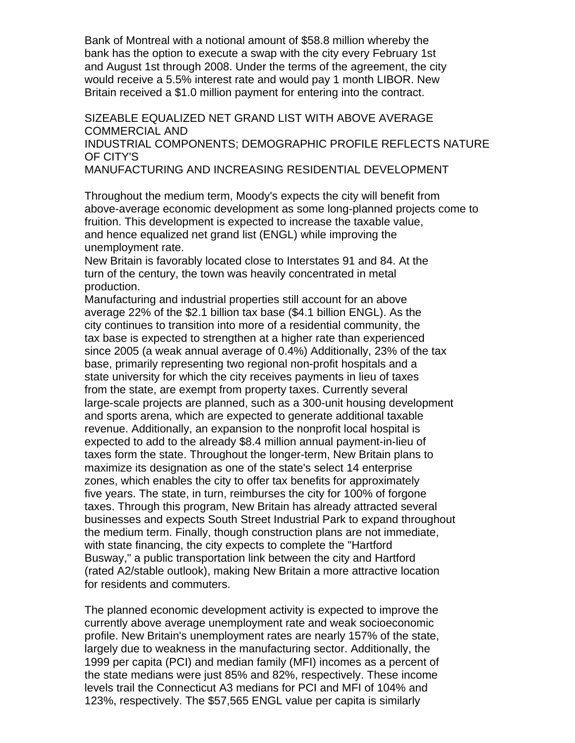Bank of Montreal with a notional amount of $58.8 million whereby the bank has the option to execute a swap with the city every February 1st and August 1st through 2008. Under the terms of the agreement, the city would receive a 5.5% interest rate and would pay 1 month LIBOR. New Britain received a $1.0 million payment for entering into the contract.

SIZEABLE EQUALIZED NET GRAND LIST WITH ABOVE AVERAGE COMMERCIAL AND
INDUSTRIAL COMPONENTS; DEMOGRAPHIC PROFILE REFLECTS NATURE OF CITY'S
MANUFACTURING AND INCREASING RESIDENTIAL DEVELOPMENT

Throughout the medium term, Moody's expects the city will benefit from above-average economic development as some long-planned projects come to fruition. This development is expected to increase the taxable value, and hence equalized net grand list (ENGL) while improving the unemployment rate.
New Britain is favorably located close to Interstates 91 and 84. At the turn of the century, the town was heavily concentrated in metal production.
Manufacturing and industrial properties still account for an above average 22% of the $2.1 billion tax base ($4.1 billion ENGL). As the city continues to transition into more of a residential community, the tax base is expected to strengthen at a higher rate than experienced since 2005 (a weak annual average of 0.4%) Additionally, 23% of the tax base, primarily representing two regional non-profit hospitals and a state university for which the city receives payments in lieu of taxes from the state, are exempt from property taxes. Currently several large-scale projects are planned, such as a 300-unit housing development and sports arena, which are expected to generate additional taxable revenue. Additionally, an expansion to the nonprofit local hospital is expected to add to the already $8.4 million annual payment-in-lieu of taxes form the state. Throughout the longer-term, New Britain plans to maximize its designation as one of the state's select 14 enterprise zones, which enables the city to offer tax benefits for approximately five years. The state, in turn, reimburses the city for 100% of forgone taxes. Through this program, New Britain has already attracted several businesses and expects South Street Industrial Park to expand throughout the medium term. Finally, though construction plans are not immediate, with state financing, the city expects to complete the "Hartford Busway," a public transportation link between the city and Hartford (rated A2/stable outlook), making New Britain a more attractive location for residents and commuters.

The planned economic development activity is expected to improve the currently above average unemployment rate and weak socioeconomic profile. New Britain's unemployment rates are nearly 157% of the state, largely due to weakness in the manufacturing sector. Additionally, the 1999 per capita (PCI) and median family (MFI) incomes as a percent of the state medians were just 85% and 82%, respectively. These income levels trail the Connecticut A3 medians for PCI and MFI of 104% and 123%, respectively. The $57,565 ENGL value per capita is similarly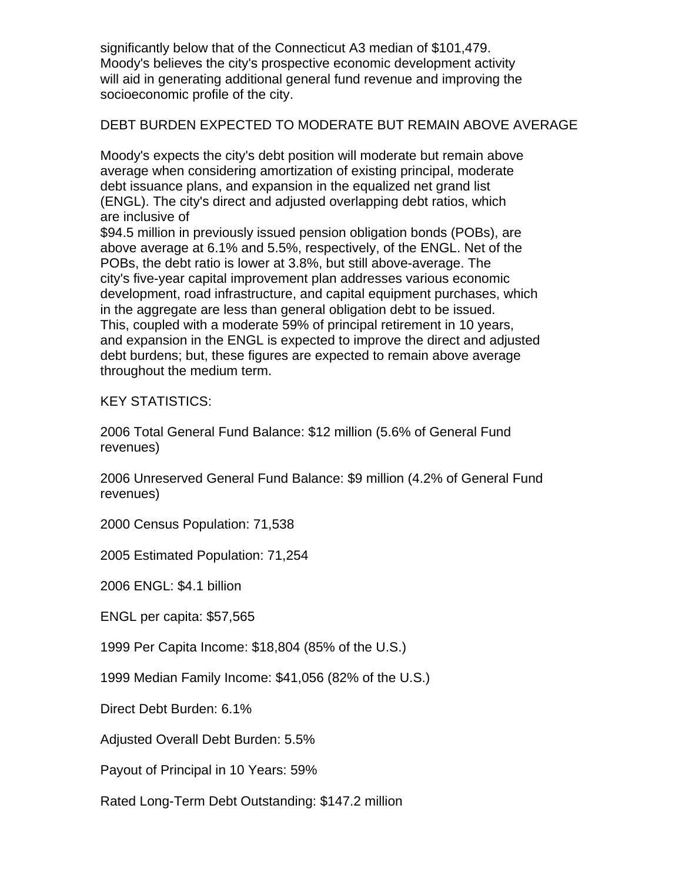significantly below that of the Connecticut A3 median of $101,479. Moody's believes the city's prospective economic development activity will aid in generating additional general fund revenue and improving the socioeconomic profile of the city.

## DEBT BURDEN EXPECTED TO MODERATE BUT REMAIN ABOVE AVERAGE

Moody's expects the city's debt position will moderate but remain above average when considering amortization of existing principal, moderate debt issuance plans, and expansion in the equalized net grand list (ENGL). The city's direct and adjusted overlapping debt ratios, which are inclusive of $94.5 million in previously issued pension obligation bonds (POBs), are above average at 6.1% and 5.5%, respectively, of the ENGL. Net of the POBs, the debt ratio is lower at 3.8%, but still above-average. The city's five-year capital improvement plan addresses various economic development, road infrastructure, and capital equipment purchases, which in the aggregate are less than general obligation debt to be issued. This, coupled with a moderate 59% of principal retirement in 10 years, and expansion in the ENGL is expected to improve the direct and adjusted debt burdens; but, these figures are expected to remain above average throughout the medium term.

KEY STATISTICS:

2006 Total General Fund Balance: $12 million (5.6% of General Fund revenues)

2006 Unreserved General Fund Balance: $9 million (4.2% of General Fund revenues)

2000 Census Population: 71,538

2005 Estimated Population: 71,254

2006 ENGL: $4.1 billion

ENGL per capita: $57,565

1999 Per Capita Income: $18,804 (85% of the U.S.)

1999 Median Family Income: $41,056 (82% of the U.S.)

Direct Debt Burden: 6.1%

Adjusted Overall Debt Burden: 5.5%

Payout of Principal in 10 Years: 59%

Rated Long-Term Debt Outstanding: $147.2 million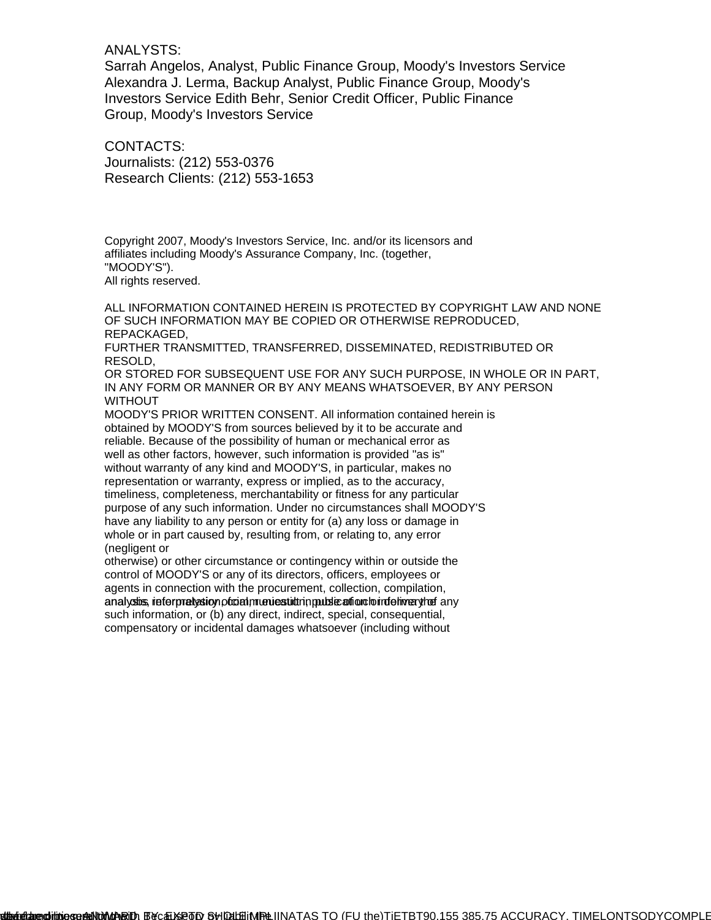ANALYSTS:
Sarrah Angelos, Analyst, Public Finance Group, Moody's Investors Service
Alexandra J. Lerma, Backup Analyst, Public Finance Group, Moody's Investors Service Edith Behr, Senior Credit Officer, Public Finance Group, Moody's Investors Service

CONTACTS:
Journalists: (212) 553-0376
Research Clients: (212) 553-1653

Copyright 2007, Moody's Investors Service, Inc. and/or its licensors and affiliates including Moody's Assurance Company, Inc. (together, "MOODY'S").
All rights reserved.

ALL INFORMATION CONTAINED HEREIN IS PROTECTED BY COPYRIGHT LAW AND NONE OF SUCH INFORMATION MAY BE COPIED OR OTHERWISE REPRODUCED, REPACKAGED, FURTHER TRANSMITTED, TRANSFERRED, DISSEMINATED, REDISTRIBUTED OR RESOLD, OR STORED FOR SUBSEQUENT USE FOR ANY SUCH PURPOSE, IN WHOLE OR IN PART, IN ANY FORM OR MANNER OR BY ANY MEANS WHATSOEVER, BY ANY PERSON WITHOUT MOODY'S PRIOR WRITTEN CONSENT. All information contained herein is obtained by MOODY'S from sources believed by it to be accurate and reliable. Because of the possibility of human or mechanical error as well as other factors, however, such information is provided "as is" without warranty of any kind and MOODY'S, in particular, makes no representation or warranty, express or implied, as to the accuracy, timeliness, completeness, merchantability or fitness for any particular purpose of any such information. Under no circumstances shall MOODY'S have any liability to any person or entity for (a) any loss or damage in whole or in part caused by, resulting from, or relating to, any error (negligent or otherwise) or other circumstance or contingency within or outside the control of MOODY'S or any of its directors, officers, employees or agents in connection with the procurement, collection, compilation, analysis, interpretation, communication, publication or delivery of any such information, or (b) any direct, indirect, special, consequential, compensatory or incidental damages whatsoever (including without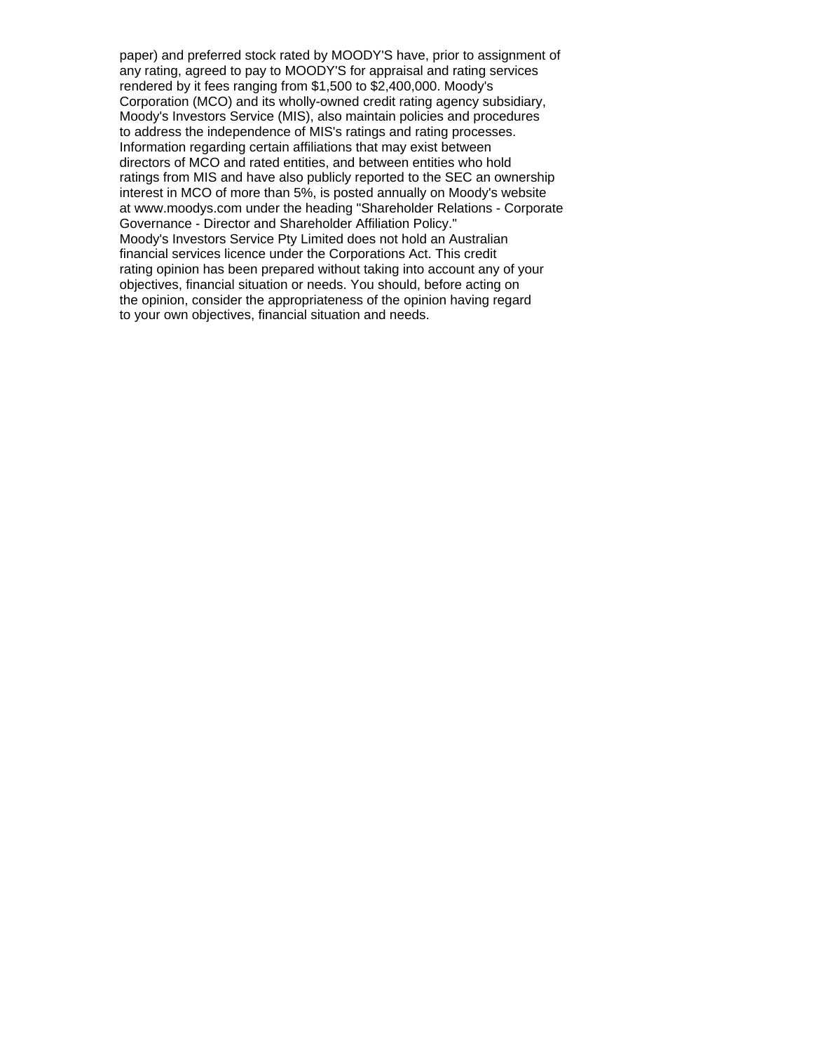paper) and preferred stock rated by MOODY'S have, prior to assignment of any rating, agreed to pay to MOODY'S for appraisal and rating services rendered by it fees ranging from $1,500 to $2,400,000. Moody's Corporation (MCO) and its wholly-owned credit rating agency subsidiary, Moody's Investors Service (MIS), also maintain policies and procedures to address the independence of MIS's ratings and rating processes. Information regarding certain affiliations that may exist between directors of MCO and rated entities, and between entities who hold ratings from MIS and have also publicly reported to the SEC an ownership interest in MCO of more than 5%, is posted annually on Moody's website at www.moodys.com under the heading "Shareholder Relations - Corporate Governance - Director and Shareholder Affiliation Policy."

Moody's Investors Service Pty Limited does not hold an Australian financial services licence under the Corporations Act. This credit rating opinion has been prepared without taking into account any of your objectives, financial situation or needs. You should, before acting on the opinion, consider the appropriateness of the opinion having regard to your own objectives, financial situation and needs.